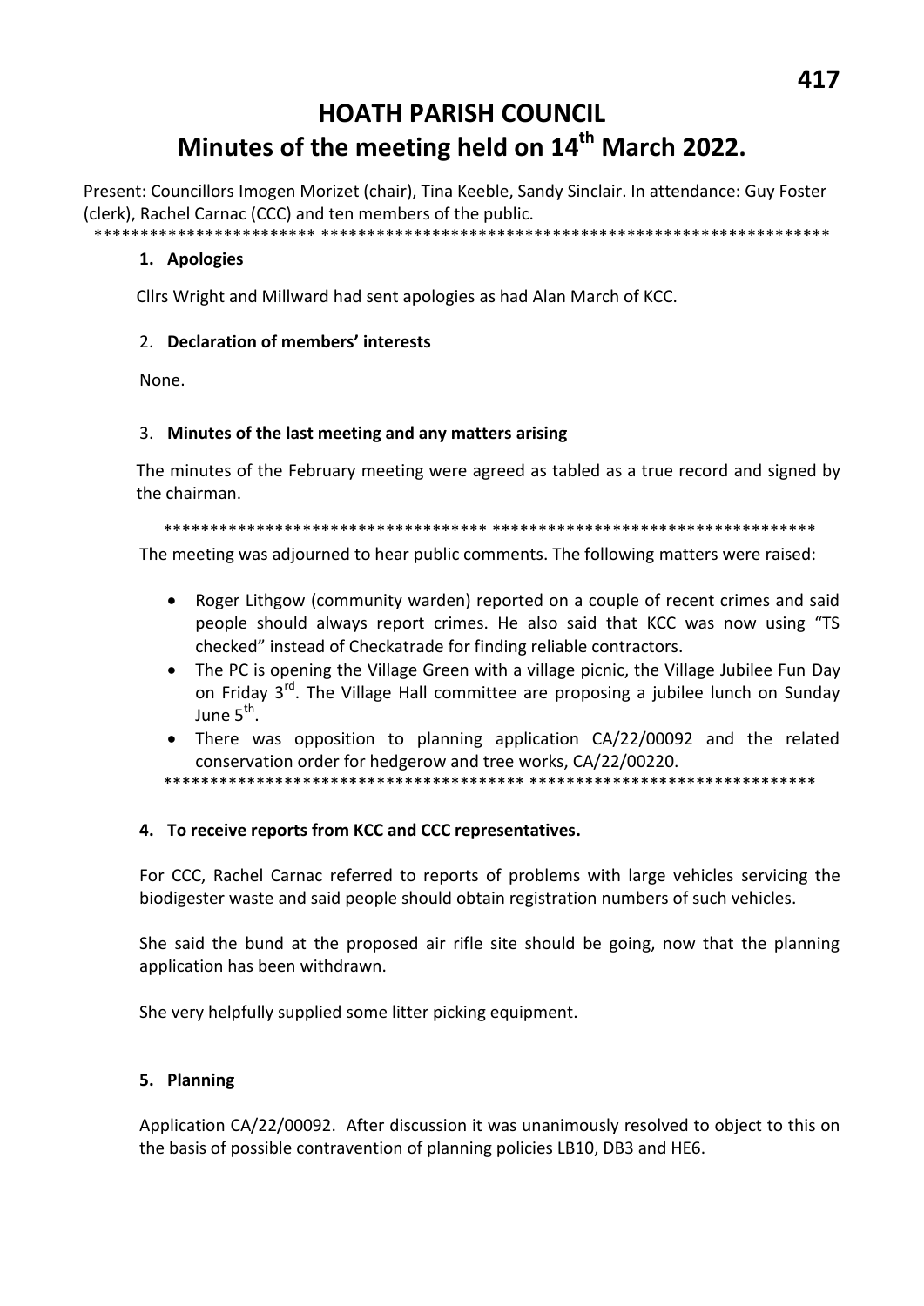# HOATH PARISH COUNCIL

# Minutes of the meeting held on 14th March 2022.

Present: Councillors Imogen Morizet (chair), Tina Keeble, Sandy Sinclair. In attendance: Guy Foster (clerk), Rachel Carnac (CCC) and ten members of the public.

************************ **********************************************************

**1. Apologies**

Cllrs Wright and Millward had sent apologies as had Alan March of KCC.

2. **Declaration of members' interests**

None.

3. **Minutes of the last meeting and any matters arising**

The minutes of the February meeting were agreed as tabled as a true record and signed by the chairman.

*********************************** ************************************

The meeting was adjourned to hear public comments. The following matters were raised:

- Roger Lithgow (community warden) reported on a couple of recent crimes and said people should always report crimes. He also said that KCC was now using "TS checked" instead of Checkatrade for finding reliable contractors.
- The PC is opening the Village Green with a village picnic, the Village Jubilee Fun Day on Friday 3rd. The Village Hall committee are proposing a jubilee lunch on Sunday June 5th.
- There was opposition to planning application CA/22/00092 and the related conservation order for hedgerow and tree works, CA/22/00220.

*************************************** ********************************

**4. To receive reports from KCC and CCC representatives.**

For CCC, Rachel Carnac referred to reports of problems with large vehicles servicing the biodigester waste and said people should obtain registration numbers of such vehicles.

She said the bund at the proposed air rifle site should be going, now that the planning application has been withdrawn.

She very helpfully supplied some litter picking equipment.

**5. Planning**

Application CA/22/00092. After discussion it was unanimously resolved to object to this on the basis of possible contravention of planning policies LB10, DB3 and HE6.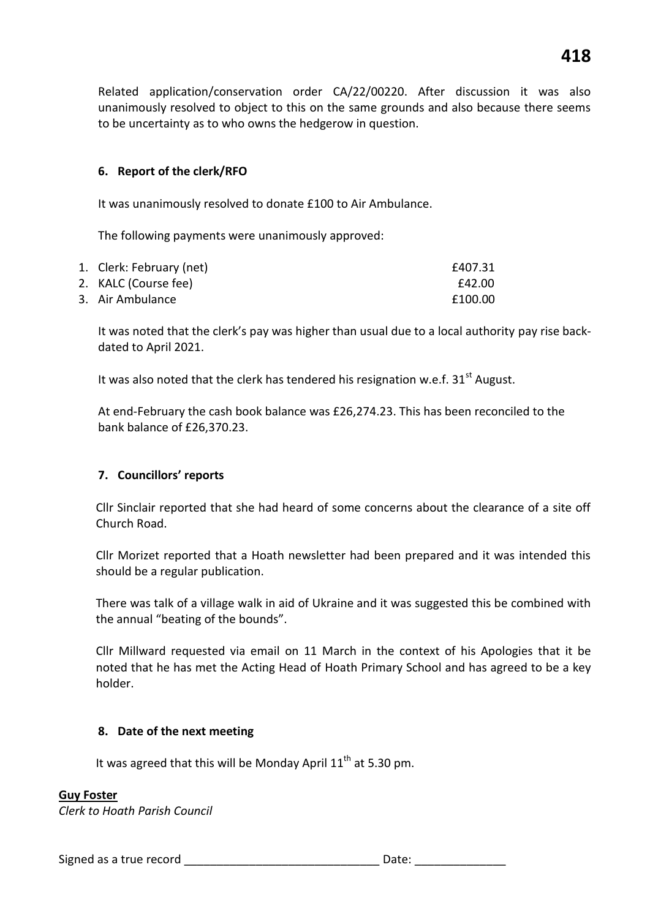Related application/conservation order CA/22/00220. After discussion it was also unanimously resolved to object to this on the same grounds and also because there seems to be uncertainty as to who owns the hedgerow in question.

### 6. Report of the clerk/RFO

It was unanimously resolved to donate £100 to Air Ambulance.

The following payments were unanimously approved:

| | | |
|---|---|---|
| 1. | Clerk: February (net) | £407.31 |
| 2. | KALC (Course fee) | £42.00 |
| 3. | Air Ambulance | £100.00 |

It was noted that the clerk's pay was higher than usual due to a local authority pay rise back-dated to April 2021.

It was also noted that the clerk has tendered his resignation w.e.f. 31st August.

At end-February the cash book balance was £26,274.23. This has been reconciled to the bank balance of £26,370.23.

### 7. Councillors' reports

Cllr Sinclair reported that she had heard of some concerns about the clearance of a site off Church Road.

Cllr Morizet reported that a Hoath newsletter had been prepared and it was intended this should be a regular publication.

There was talk of a village walk in aid of Ukraine and it was suggested this be combined with the annual "beating of the bounds".

Cllr Millward requested via email on 11 March in the context of his Apologies that it be noted that he has met the Acting Head of Hoath Primary School and has agreed to be a key holder.

### 8. Date of the next meeting

It was agreed that this will be Monday April 11th at 5.30 pm.

**Guy Foster**
*Clerk to Hoath Parish Council*

Signed as a true record ______________________________ Date: ______________